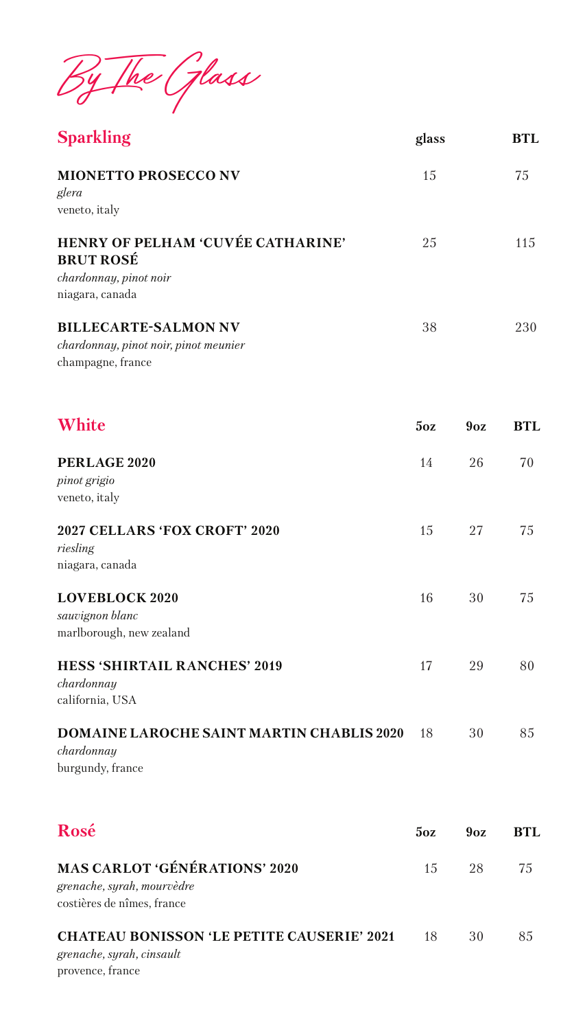# By The Glass

## Sparkling

| Sparkling | glass | BTL |
|---|---|---|
| **MIONETTO PROSECCO NV**<br>*glera*<br>veneto, italy | 15 | 75 |
| **HENRY OF PELHAM 'CUVÉE CATHARINE' BRUT ROSÉ**<br>*chardonnay, pinot noir*<br>niagara, canada | 25 | 115 |
| **BILLECARTE-SALMON NV**<br>*chardonnay, pinot noir, pinot meunier*<br>champagne, france | 38 | 230 |

## White

| White | 5oz | 9oz | BTL |
|---|---|---|---|
| **PERLAGE 2020**<br>*pinot grigio*<br>veneto, italy | 14 | 26 | 70 |
| **2027 CELLARS 'FOX CROFT' 2020**<br>*riesling*<br>niagara, canada | 15 | 27 | 75 |
| **LOVEBLOCK 2020**<br>*sauvignon blanc*<br>marlborough, new zealand | 16 | 30 | 75 |
| **HESS 'SHIRTAIL RANCHES' 2019**<br>*chardonnay*<br>california, USA | 17 | 29 | 80 |
| **DOMAINE LAROCHE SAINT MARTIN CHABLIS 2020**<br>*chardonnay*<br>burgundy, france | 18 | 30 | 85 |

## Rosé

| Rosé | 5oz | 9oz | BTL |
|---|---|---|---|
| **MAS CARLOT 'GÉNÉRATIONS' 2020**<br>*grenache, syrah, mourvèdre*<br>costières de nîmes, france | 15 | 28 | 75 |
| **CHATEAU BONISSON 'LE PETITE CAUSERIE' 2021**<br>*grenache, syrah, cinsault*<br>provence, france | 18 | 30 | 85 |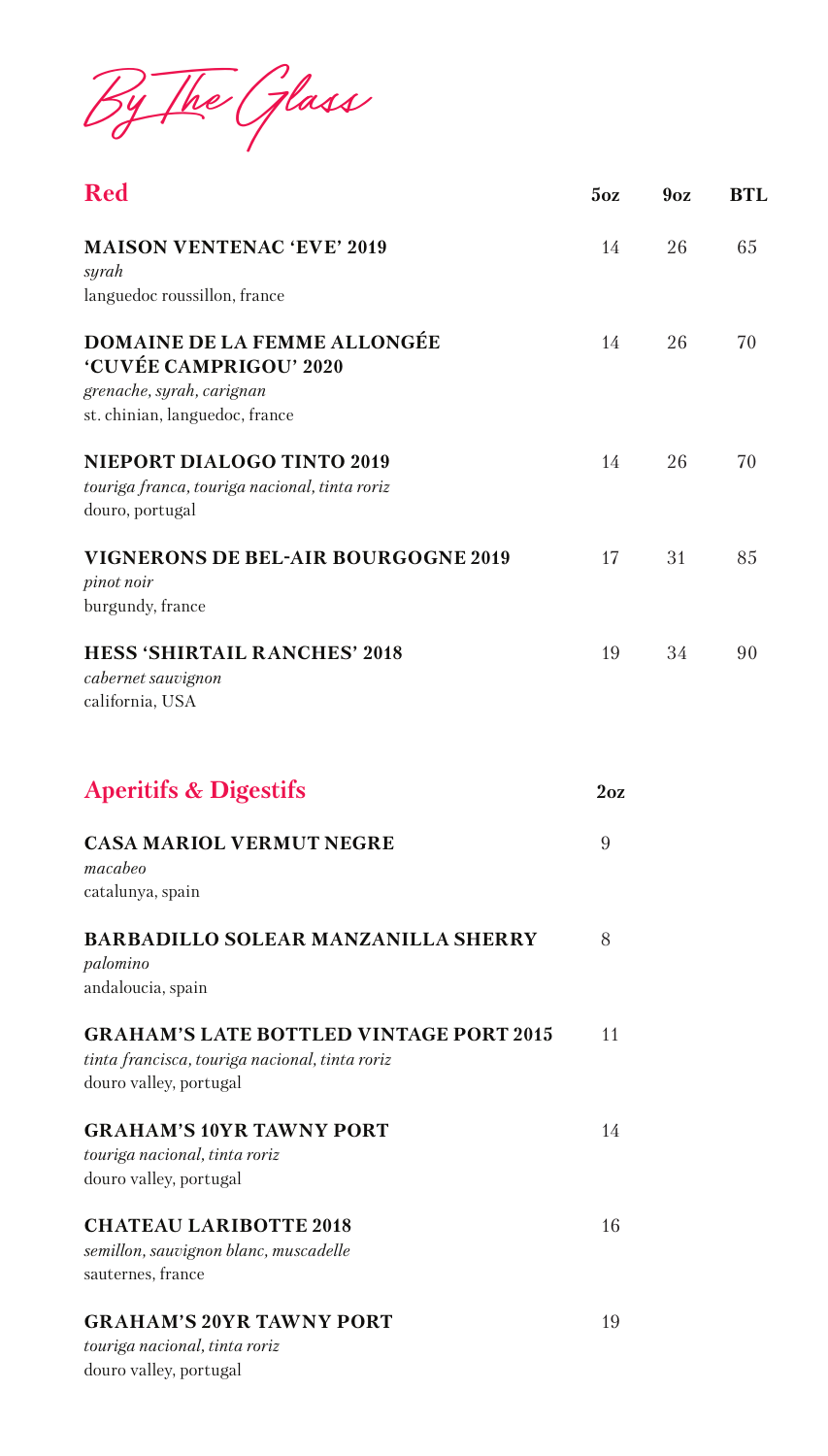# By The Glass

## Red

| Red | 5oz | 9oz | BTL |
|---|---|---|---|
| **MAISON VENTENAC 'EVE' 2019**<br>*syrah*<br>languedoc roussillon, france | 14 | 26 | 65 |
| **DOMAINE DE LA FEMME ALLONGÉE 'CUVÉE CAMPRIGOU' 2020**<br>*grenache, syrah, carignan*<br>st. chinian, languedoc, france | 14 | 26 | 70 |
| **NIEPORT DIALOGO TINTO 2019**<br>*touriga franca, touriga nacional, tinta roriz*<br>douro, portugal | 14 | 26 | 70 |
| **VIGNERONS DE BEL-AIR BOURGOGNE 2019**<br>*pinot noir*<br>burgundy, france | 17 | 31 | 85 |
| **HESS 'SHIRTAIL RANCHES' 2018**<br>*cabernet sauvignon*<br>california, USA | 19 | 34 | 90 |

## Aperitifs & Digestifs

| Aperitifs & Digestifs | 2oz |
|---|---|
| **CASA MARIOL VERMUT NEGRE**<br>*macabeo*<br>catalunya, spain | 9 |
| **BARBADILLO SOLEAR MANZANILLA SHERRY**<br>*palomino*<br>andaloucia, spain | 8 |
| **GRAHAM'S LATE BOTTLED VINTAGE PORT 2015**<br>*tinta francisca, touriga nacional, tinta roriz*<br>douro valley, portugal | 11 |
| **GRAHAM'S 10YR TAWNY PORT**<br>*touriga nacional, tinta roriz*<br>douro valley, portugal | 14 |
| **CHATEAU LARIBOTTE 2018**<br>*semillon, sauvignon blanc, muscadelle*<br>sauternes, france | 16 |
| **GRAHAM'S 20YR TAWNY PORT**<br>*touriga nacional, tinta roriz*<br>douro valley, portugal | 19 |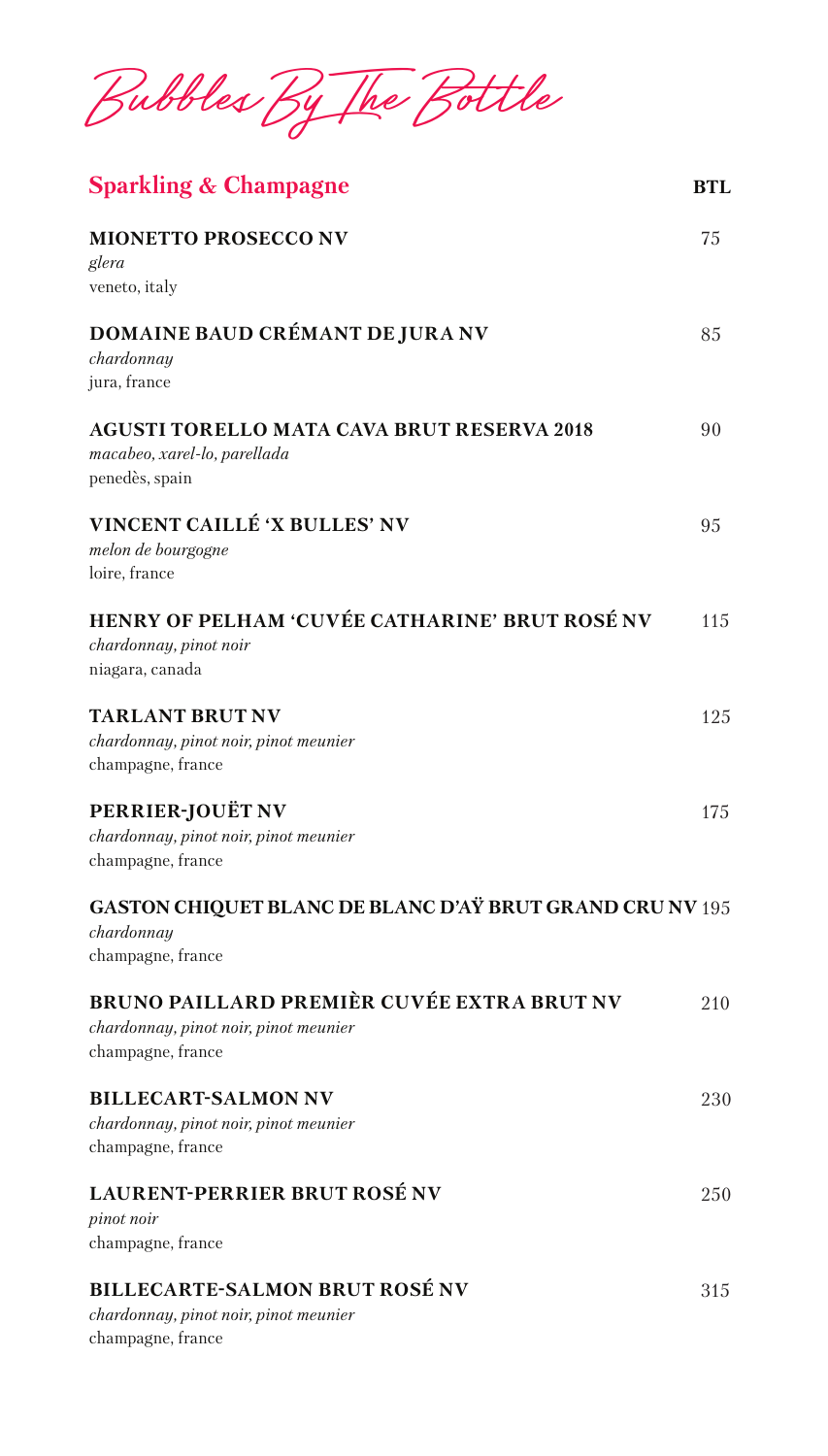# Bubbles By The Bottle

## Sparkling & Champagne

**BTL**

**MIONETTO PROSECCO NV** — 75
*glera*
veneto, italy

**DOMAINE BAUD CRÉMANT DE JURA NV** — 85
*chardonnay*
jura, france

**AGUSTI TORELLO MATA CAVA BRUT RESERVA 2018** — 90
*macabeo, xarel-lo, parellada*
penedès, spain

**VINCENT CAILLÉ 'X BULLES' NV** — 95
*melon de bourgogne*
loire, france

**HENRY OF PELHAM 'CUVÉE CATHARINE' BRUT ROSÉ NV** — 115
*chardonnay, pinot noir*
niagara, canada

**TARLANT BRUT NV** — 125
*chardonnay, pinot noir, pinot meunier*
champagne, france

**PERRIER-JOUËT NV** — 175
*chardonnay, pinot noir, pinot meunier*
champagne, france

**GASTON CHIQUET BLANC DE BLANC D'AŸ BRUT GRAND CRU NV** — 195
*chardonnay*
champagne, france

**BRUNO PAILLARD PREMIÈR CUVÉE EXTRA BRUT NV** — 210
*chardonnay, pinot noir, pinot meunier*
champagne, france

**BILLECART-SALMON NV** — 230
*chardonnay, pinot noir, pinot meunier*
champagne, france

**LAURENT-PERRIER BRUT ROSÉ NV** — 250
*pinot noir*
champagne, france

**BILLECARTE-SALMON BRUT ROSÉ NV** — 315
*chardonnay, pinot noir, pinot meunier*
champagne, france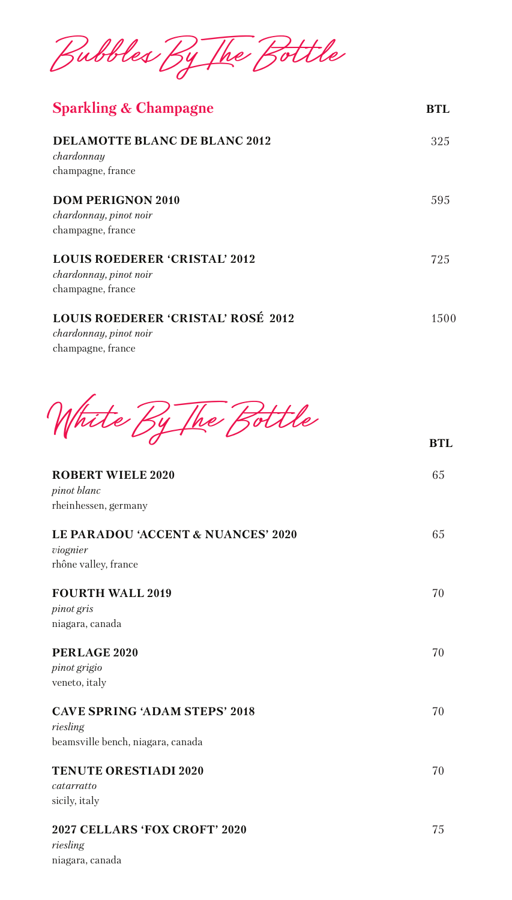# Bubbles By The Bottle

## Sparkling & Champagne

**BTL**

**DELAMOTTE BLANC DE BLANC 2012** — 325
*chardonnay*
champagne, france

**DOM PERIGNON 2010** — 595
*chardonnay, pinot noir*
champagne, france

**LOUIS ROEDERER 'CRISTAL' 2012** — 725
*chardonnay, pinot noir*
champagne, france

**LOUIS ROEDERER 'CRISTAL' ROSÉ 2012** — 1500
*chardonnay, pinot noir*
champagne, france

# White By The Bottle

**BTL**

**ROBERT WIELE 2020** — 65
*pinot blanc*
rheinhessen, germany

**LE PARADOU 'ACCENT & NUANCES' 2020** — 65
*viognier*
rhône valley, france

**FOURTH WALL 2019** — 70
*pinot gris*
niagara, canada

**PERLAGE 2020** — 70
*pinot grigio*
veneto, italy

**CAVE SPRING 'ADAM STEPS' 2018** — 70
*riesling*
beamsville bench, niagara, canada

**TENUTE ORESTIADI 2020** — 70
*catarratto*
sicily, italy

**2027 CELLARS 'FOX CROFT' 2020** — 75
*riesling*
niagara, canada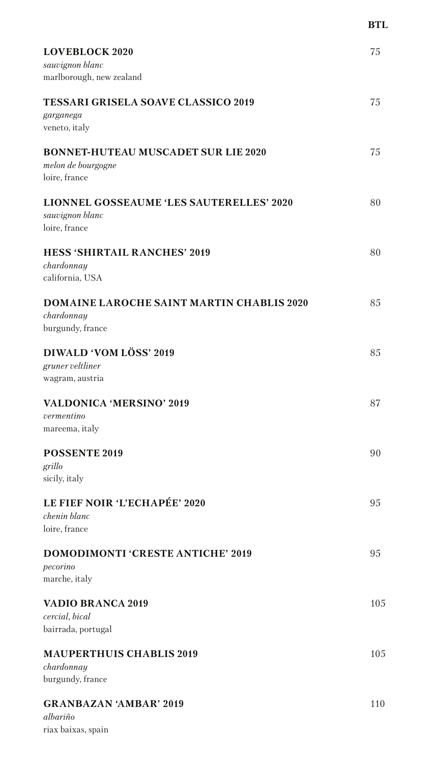| | BTL |
|---|---|
| **LOVEBLOCK 2020**<br>*sauvignon blanc*<br>marlborough, new zealand | 75 |
| **TESSARI GRISELA SOAVE CLASSICO 2019**<br>*garganega*<br>veneto, italy | 75 |
| **BONNET-HUTEAU MUSCADET SUR LIE 2020**<br>*melon de bourgogne*<br>loire, france | 75 |
| **LIONNEL GOSSEAUME 'LES SAUTERELLES' 2020**<br>*sauvignon blanc*<br>loire, france | 80 |
| **HESS 'SHIRTAIL RANCHES' 2019**<br>*chardonnay*<br>california, USA | 80 |
| **DOMAINE LAROCHE SAINT MARTIN CHABLIS 2020**<br>*chardonnay*<br>burgundy, france | 85 |
| **DIWALD 'VOM LÖSS' 2019**<br>*gruner veltliner*<br>wagram, austria | 85 |
| **VALDONICA 'MERSINO' 2019**<br>*vermentino*<br>mareema, italy | 87 |
| **POSSENTE 2019**<br>*grillo*<br>sicily, italy | 90 |
| **LE FIEF NOIR 'L'ECHAPÉE' 2020**<br>*chenin blanc*<br>loire, france | 95 |
| **DOMODIMONTI 'CRESTE ANTICHE' 2019**<br>*pecorino*<br>marche, italy | 95 |
| **VADIO BRANCA 2019**<br>*cercial, bical*<br>bairrada, portugal | 105 |
| **MAUPERTHUIS CHABLIS 2019**<br>*chardonnay*<br>burgundy, france | 105 |
| **GRANBAZAN 'AMBAR' 2019**<br>*albariño*<br>riax baixas, spain | 110 |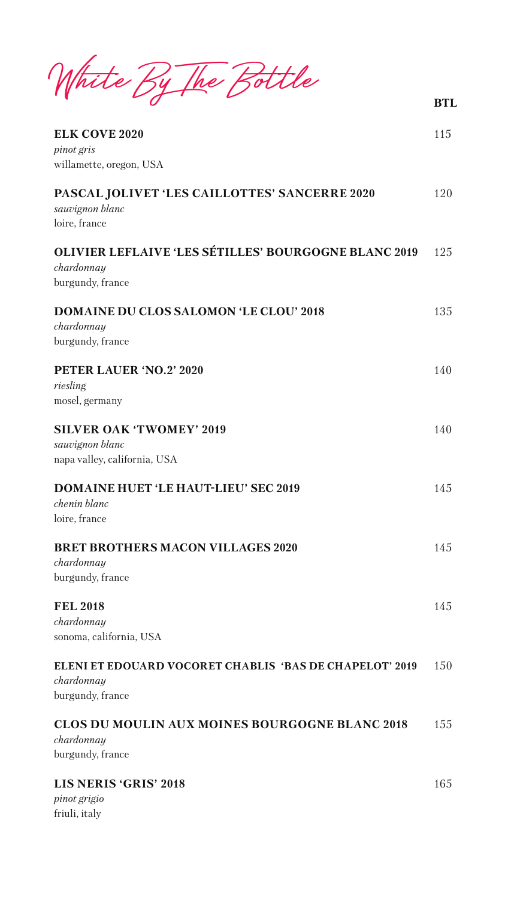# White By The Bottle

| | BTL |
|---|---|
| **ELK COVE 2020**<br>*pinot gris*<br>willamette, oregon, USA | 115 |
| **PASCAL JOLIVET 'LES CAILLOTTES' SANCERRE 2020**<br>*sauvignon blanc*<br>loire, france | 120 |
| **OLIVIER LEFLAIVE 'LES SÉTILLES' BOURGOGNE BLANC 2019**<br>*chardonnay*<br>burgundy, france | 125 |
| **DOMAINE DU CLOS SALOMON 'LE CLOU' 2018**<br>*chardonnay*<br>burgundy, france | 135 |
| **PETER LAUER 'NO.2' 2020**<br>*riesling*<br>mosel, germany | 140 |
| **SILVER OAK 'TWOMEY' 2019**<br>*sauvignon blanc*<br>napa valley, california, USA | 140 |
| **DOMAINE HUET 'LE HAUT-LIEU' SEC 2019**<br>*chenin blanc*<br>loire, france | 145 |
| **BRET BROTHERS MACON VILLAGES 2020**<br>*chardonnay*<br>burgundy, france | 145 |
| **FEL 2018**<br>*chardonnay*<br>sonoma, california, USA | 145 |
| **ELENI ET EDOUARD VOCORET CHABLIS 'BAS DE CHAPELOT' 2019**<br>*chardonnay*<br>burgundy, france | 150 |
| **CLOS DU MOULIN AUX MOINES BOURGOGNE BLANC 2018**<br>*chardonnay*<br>burgundy, france | 155 |
| **LIS NERIS 'GRIS' 2018**<br>*pinot grigio*<br>friuli, italy | 165 |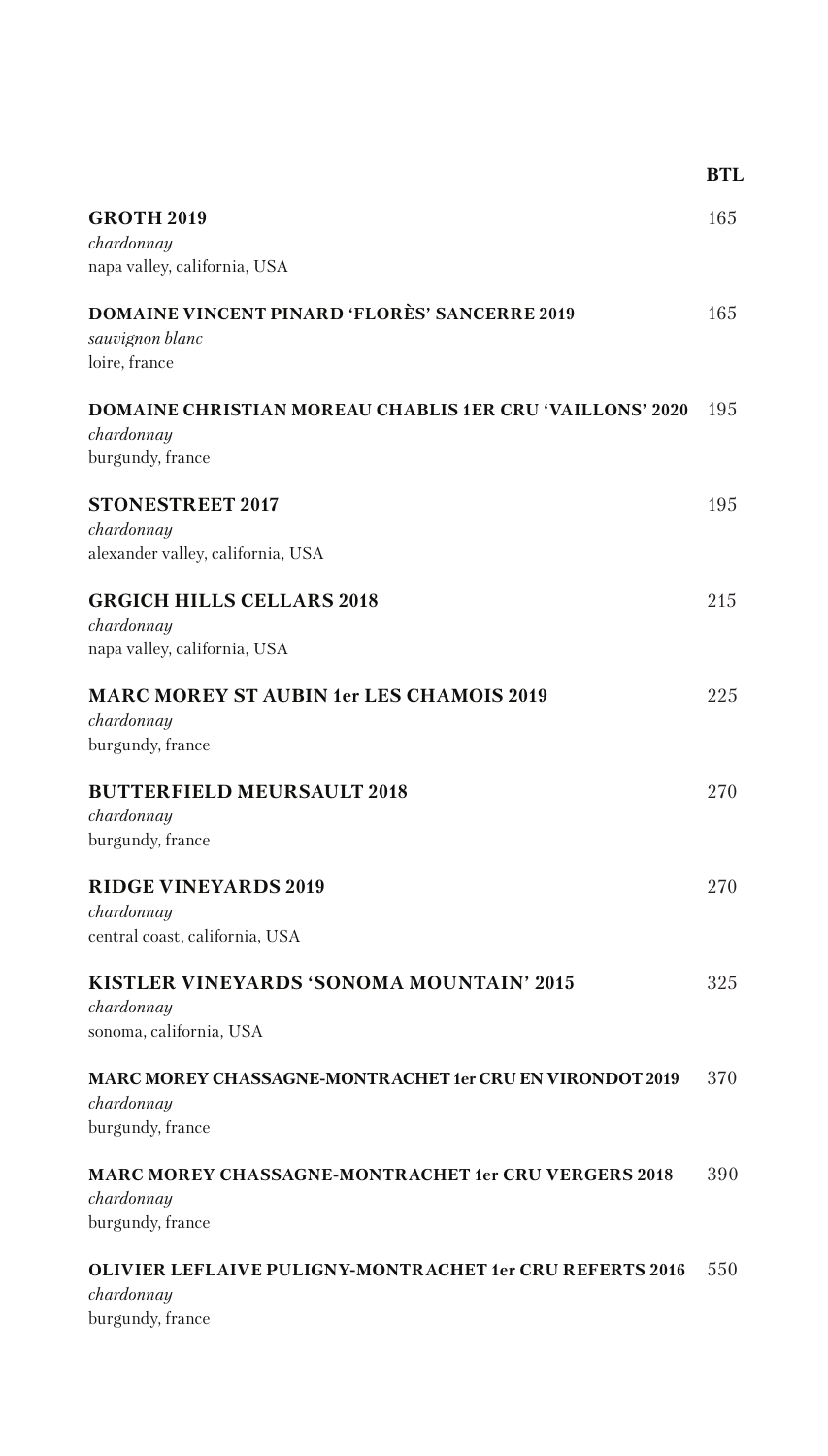| | BTL |
|---|---|
| **GROTH 2019**<br>*chardonnay*<br>napa valley, california, USA | 165 |
| **DOMAINE VINCENT PINARD 'FLORÈS' SANCERRE 2019**<br>*sauvignon blanc*<br>loire, france | 165 |
| **DOMAINE CHRISTIAN MOREAU CHABLIS 1ER CRU 'VAILLONS' 2020**<br>*chardonnay*<br>burgundy, france | 195 |
| **STONESTREET 2017**<br>*chardonnay*<br>alexander valley, california, USA | 195 |
| **GRGICH HILLS CELLARS 2018**<br>*chardonnay*<br>napa valley, california, USA | 215 |
| **MARC MOREY ST AUBIN 1er LES CHAMOIS 2019**<br>*chardonnay*<br>burgundy, france | 225 |
| **BUTTERFIELD MEURSAULT 2018**<br>*chardonnay*<br>burgundy, france | 270 |
| **RIDGE VINEYARDS 2019**<br>*chardonnay*<br>central coast, california, USA | 270 |
| **KISTLER VINEYARDS 'SONOMA MOUNTAIN' 2015**<br>*chardonnay*<br>sonoma, california, USA | 325 |
| **MARC MOREY CHASSAGNE-MONTRACHET 1er CRU EN VIRONDOT 2019**<br>*chardonnay*<br>burgundy, france | 370 |
| **MARC MOREY CHASSAGNE-MONTRACHET 1er CRU VERGERS 2018**<br>*chardonnay*<br>burgundy, france | 390 |
| **OLIVIER LEFLAIVE PULIGNY-MONTRACHET 1er CRU REFERTS 2016**<br>*chardonnay*<br>burgundy, france | 550 |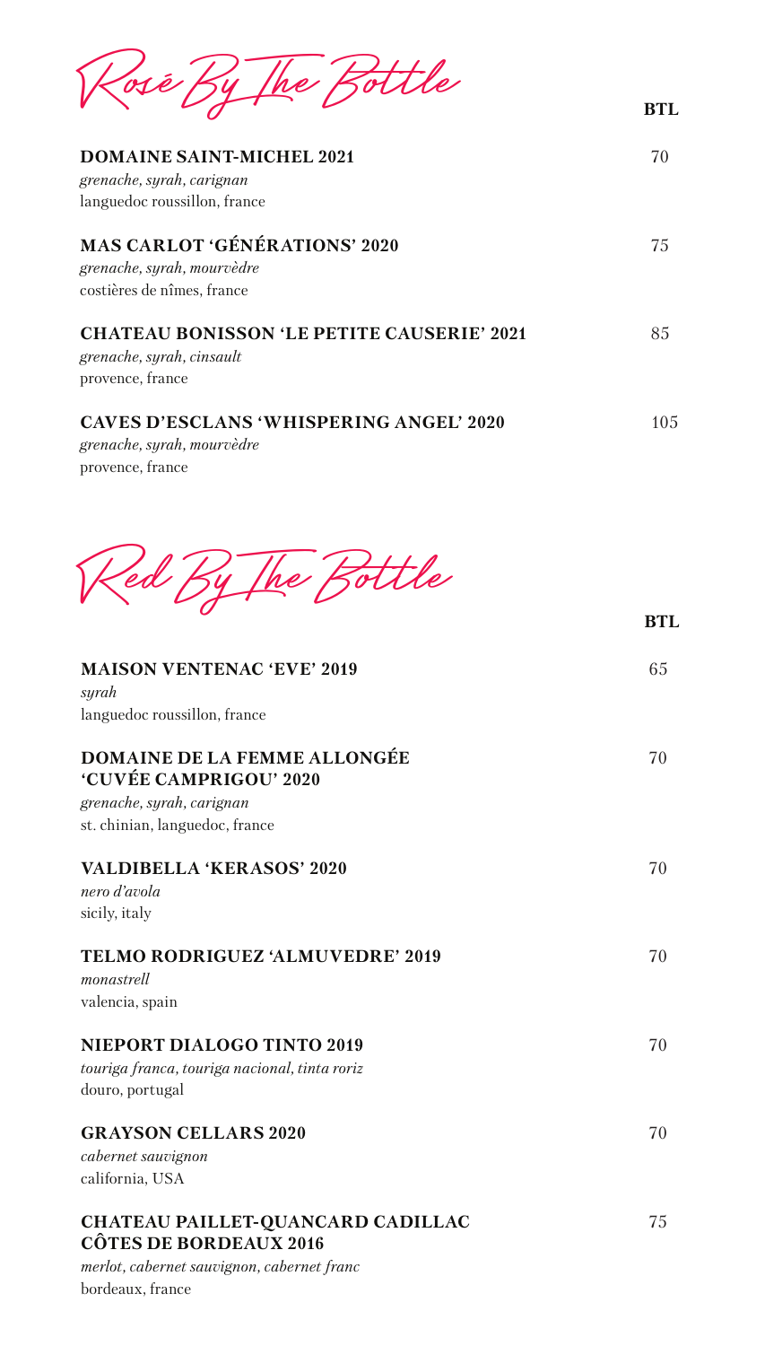## Rosé By The Bottle

| | BTL |
|---|---|
| **DOMAINE SAINT-MICHEL 2021**<br>*grenache, syrah, carignan*<br>languedoc roussillon, france | 70 |
| **MAS CARLOT 'GÉNÉRATIONS' 2020**<br>*grenache, syrah, mourvèdre*<br>costières de nîmes, france | 75 |
| **CHATEAU BONISSON 'LE PETITE CAUSERIE' 2021**<br>*grenache, syrah, cinsault*<br>provence, france | 85 |
| **CAVES D'ESCLANS 'WHISPERING ANGEL' 2020**<br>*grenache, syrah, mourvèdre*<br>provence, france | 105 |

## Red By The Bottle

| | BTL |
|---|---|
| **MAISON VENTENAC 'EVE' 2019**<br>*syrah*<br>languedoc roussillon, france | 65 |
| **DOMAINE DE LA FEMME ALLONGÉE 'CUVÉE CAMPRIGOU' 2020**<br>*grenache, syrah, carignan*<br>st. chinian, languedoc, france | 70 |
| **VALDIBELLA 'KERASOS' 2020**<br>*nero d'avola*<br>sicily, italy | 70 |
| **TELMO RODRIGUEZ 'ALMUVEDRE' 2019**<br>*monastrell*<br>valencia, spain | 70 |
| **NIEPORT DIALOGO TINTO 2019**<br>*touriga franca, touriga nacional, tinta roriz*<br>douro, portugal | 70 |
| **GRAYSON CELLARS 2020**<br>*cabernet sauvignon*<br>california, USA | 70 |
| **CHATEAU PAILLET-QUANCARD CADILLAC CÔTES DE BORDEAUX 2016**<br>*merlot, cabernet sauvignon, cabernet franc*<br>bordeaux, france | 75 |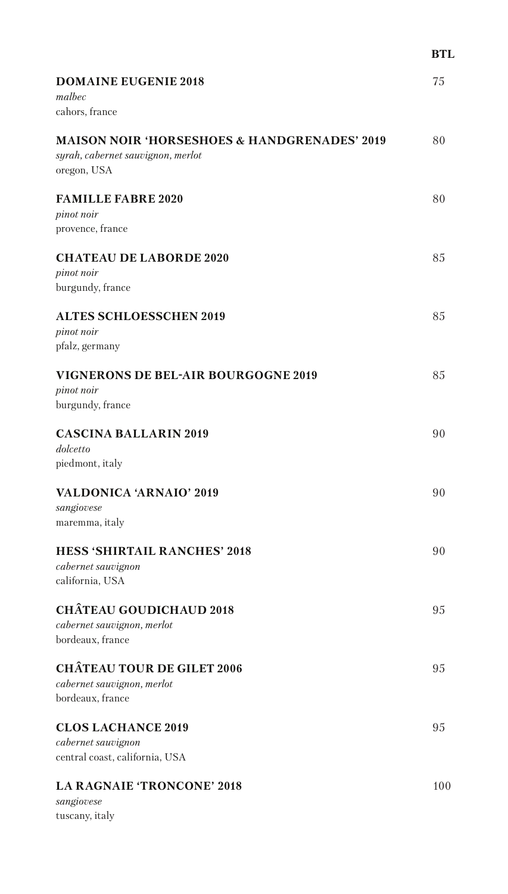**BTL**

**DOMAINE EUGENIE 2018** — 75
*malbec*
cahors, france

**MAISON NOIR 'HORSESHOES & HANDGRENADES' 2019** — 80
*syrah, cabernet sauvignon, merlot*
oregon, USA

**FAMILLE FABRE 2020** — 80
*pinot noir*
provence, france

**CHATEAU DE LABORDE 2020** — 85
*pinot noir*
burgundy, france

**ALTES SCHLOESSCHEN 2019** — 85
*pinot noir*
pfalz, germany

**VIGNERONS DE BEL-AIR BOURGOGNE 2019** — 85
*pinot noir*
burgundy, france

**CASCINA BALLARIN 2019** — 90
*dolcetto*
piedmont, italy

**VALDONICA 'ARNAIO' 2019** — 90
*sangiovese*
maremma, italy

**HESS 'SHIRTAIL RANCHES' 2018** — 90
*cabernet sauvignon*
california, USA

**CHÂTEAU GOUDICHAUD 2018** — 95
*cabernet sauvignon, merlot*
bordeaux, france

**CHÂTEAU TOUR DE GILET 2006** — 95
*cabernet sauvignon, merlot*
bordeaux, france

**CLOS LACHANCE 2019** — 95
*cabernet sauvignon*
central coast, california, USA

**LA RAGNAIE 'TRONCONE' 2018** — 100
*sangiovese*
tuscany, italy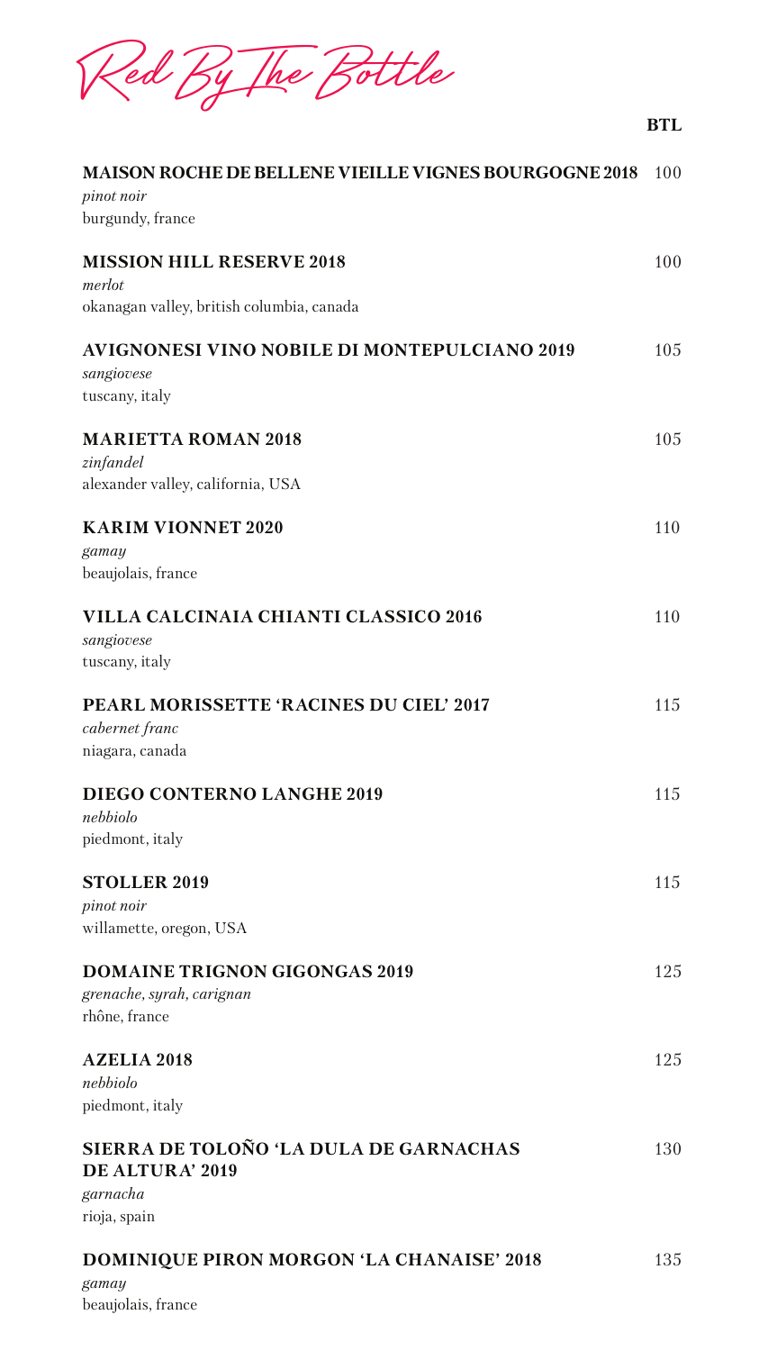# Red By The Bottle

| | BTL |
|---|---|
| **MAISON ROCHE DE BELLENE VIEILLE VIGNES BOURGOGNE 2018**<br>*pinot noir*<br>burgundy, france | 100 |
| **MISSION HILL RESERVE 2018**<br>*merlot*<br>okanagan valley, british columbia, canada | 100 |
| **AVIGNONESI VINO NOBILE DI MONTEPULCIANO 2019**<br>*sangiovese*<br>tuscany, italy | 105 |
| **MARIETTA ROMAN 2018**<br>*zinfandel*<br>alexander valley, california, USA | 105 |
| **KARIM VIONNET 2020**<br>*gamay*<br>beaujolais, france | 110 |
| **VILLA CALCINAIA CHIANTI CLASSICO 2016**<br>*sangiovese*<br>tuscany, italy | 110 |
| **PEARL MORISSETTE 'RACINES DU CIEL' 2017**<br>*cabernet franc*<br>niagara, canada | 115 |
| **DIEGO CONTERNO LANGHE 2019**<br>*nebbiolo*<br>piedmont, italy | 115 |
| **STOLLER 2019**<br>*pinot noir*<br>willamette, oregon, USA | 115 |
| **DOMAINE TRIGNON GIGONGAS 2019**<br>*grenache, syrah, carignan*<br>rhône, france | 125 |
| **AZELIA 2018**<br>*nebbiolo*<br>piedmont, italy | 125 |
| **SIERRA DE TOLOÑO 'LA DULA DE GARNACHAS DE ALTURA' 2019**<br>*garnacha*<br>rioja, spain | 130 |
| **DOMINIQUE PIRON MORGON 'LA CHANAISE' 2018**<br>*gamay*<br>beaujolais, france | 135 |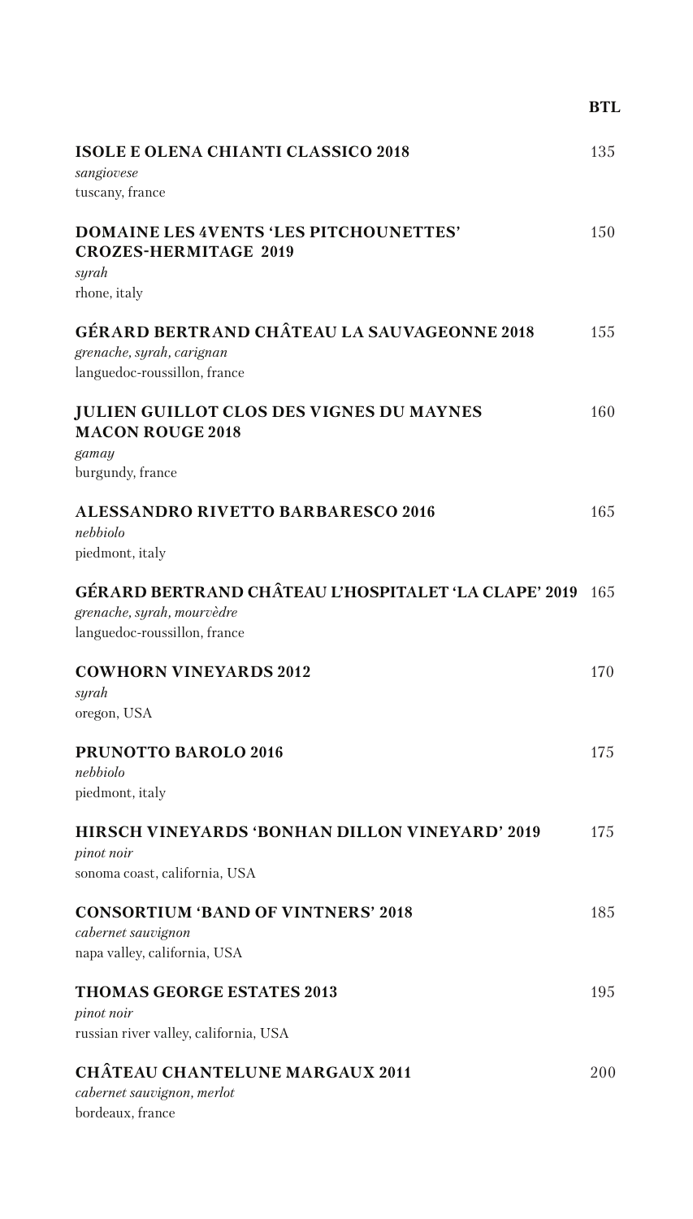| | BTL |
|---|---|
| **ISOLE E OLENA CHIANTI CLASSICO 2018**<br>*sangiovese*<br>tuscany, france | 135 |
| **DOMAINE LES 4VENTS 'LES PITCHOUNETTES' CROZES-HERMITAGE 2019**<br>*syrah*<br>rhone, italy | 150 |
| **GÉRARD BERTRAND CHÂTEAU LA SAUVAGEONNE 2018**<br>*grenache, syrah, carignan*<br>languedoc-roussillon, france | 155 |
| **JULIEN GUILLOT CLOS DES VIGNES DU MAYNES MACON ROUGE 2018**<br>*gamay*<br>burgundy, france | 160 |
| **ALESSANDRO RIVETTO BARBARESCO 2016**<br>*nebbiolo*<br>piedmont, italy | 165 |
| **GÉRARD BERTRAND CHÂTEAU L'HOSPITALET 'LA CLAPE' 2019**<br>*grenache, syrah, mourvèdre*<br>languedoc-roussillon, france | 165 |
| **COWHORN VINEYARDS 2012**<br>*syrah*<br>oregon, USA | 170 |
| **PRUNOTTO BAROLO 2016**<br>*nebbiolo*<br>piedmont, italy | 175 |
| **HIRSCH VINEYARDS 'BONHAN DILLON VINEYARD' 2019**<br>*pinot noir*<br>sonoma coast, california, USA | 175 |
| **CONSORTIUM 'BAND OF VINTNERS' 2018**<br>*cabernet sauvignon*<br>napa valley, california, USA | 185 |
| **THOMAS GEORGE ESTATES 2013**<br>*pinot noir*<br>russian river valley, california, USA | 195 |
| **CHÂTEAU CHANTELUNE MARGAUX 2011**<br>*cabernet sauvignon, merlot*<br>bordeaux, france | 200 |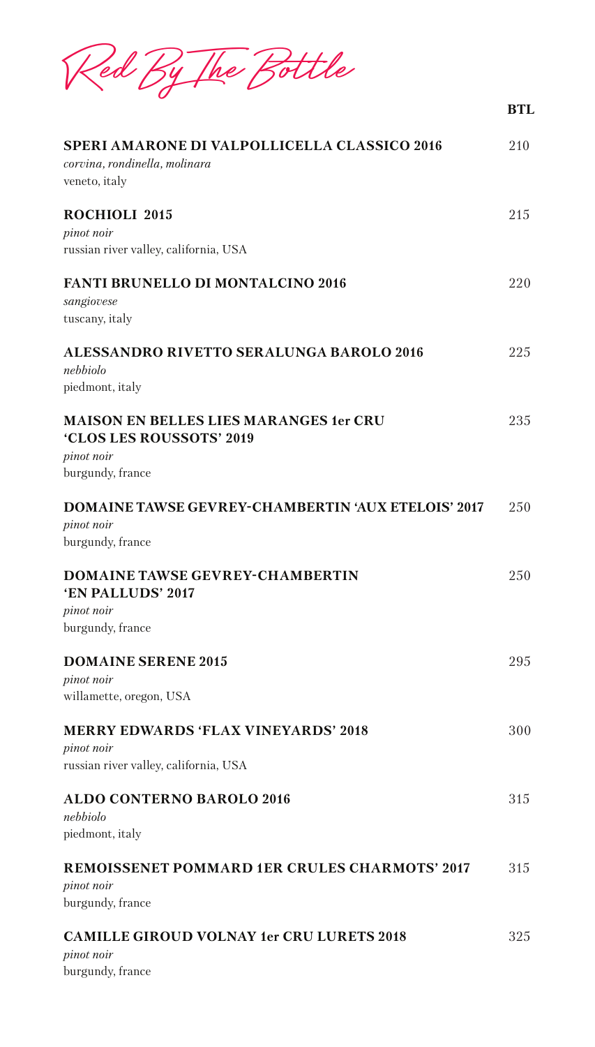# Red By The Bottle

| | BTL |
|---|---|
| **SPERI AMARONE DI VALPOLLICELLA CLASSICO 2016**<br>*corvina, rondinella, molinara*<br>veneto, italy | 210 |
| **ROCHIOLI 2015**<br>*pinot noir*<br>russian river valley, california, USA | 215 |
| **FANTI BRUNELLO DI MONTALCINO 2016**<br>*sangiovese*<br>tuscany, italy | 220 |
| **ALESSANDRO RIVETTO SERALUNGA BAROLO 2016**<br>*nebbiolo*<br>piedmont, italy | 225 |
| **MAISON EN BELLES LIES MARANGES 1er CRU 'CLOS LES ROUSSOTS' 2019**<br>*pinot noir*<br>burgundy, france | 235 |
| **DOMAINE TAWSE GEVREY-CHAMBERTIN 'AUX ETELOIS' 2017**<br>*pinot noir*<br>burgundy, france | 250 |
| **DOMAINE TAWSE GEVREY-CHAMBERTIN 'EN PALLUDS' 2017**<br>*pinot noir*<br>burgundy, france | 250 |
| **DOMAINE SERENE 2015**<br>*pinot noir*<br>willamette, oregon, USA | 295 |
| **MERRY EDWARDS 'FLAX VINEYARDS' 2018**<br>*pinot noir*<br>russian river valley, california, USA | 300 |
| **ALDO CONTERNO BAROLO 2016**<br>*nebbiolo*<br>piedmont, italy | 315 |
| **REMOISSENET POMMARD 1ER CRULES CHARMOTS' 2017**<br>*pinot noir*<br>burgundy, france | 315 |
| **CAMILLE GIROUD VOLNAY 1er CRU LURETS 2018**<br>*pinot noir*<br>burgundy, france | 325 |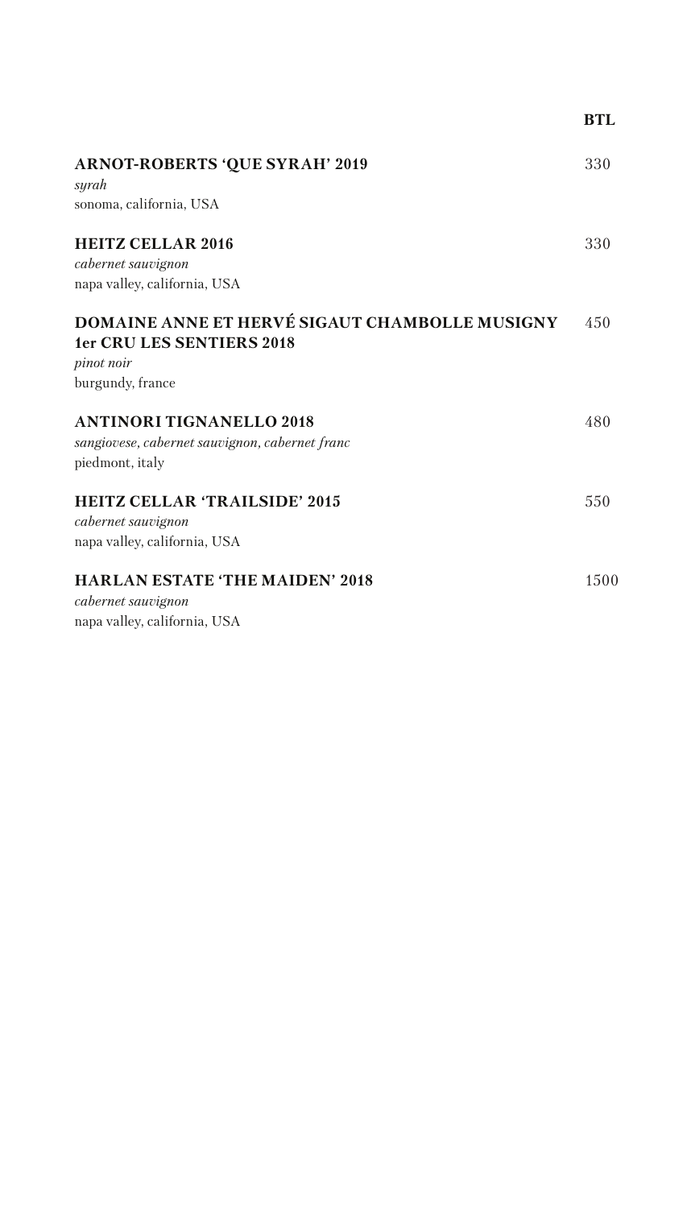| | BTL |
|---|---|
| **ARNOT-ROBERTS 'QUE SYRAH' 2019**<br>*syrah*<br>sonoma, california, USA | 330 |
| **HEITZ CELLAR 2016**<br>*cabernet sauvignon*<br>napa valley, california, USA | 330 |
| **DOMAINE ANNE ET HERVÉ SIGAUT CHAMBOLLE MUSIGNY 1er CRU LES SENTIERS 2018**<br>*pinot noir*<br>burgundy, france | 450 |
| **ANTINORI TIGNANELLO 2018**<br>*sangiovese, cabernet sauvignon, cabernet franc*<br>piedmont, italy | 480 |
| **HEITZ CELLAR 'TRAILSIDE' 2015**<br>*cabernet sauvignon*<br>napa valley, california, USA | 550 |
| **HARLAN ESTATE 'THE MAIDEN' 2018**<br>*cabernet sauvignon*<br>napa valley, california, USA | 1500 |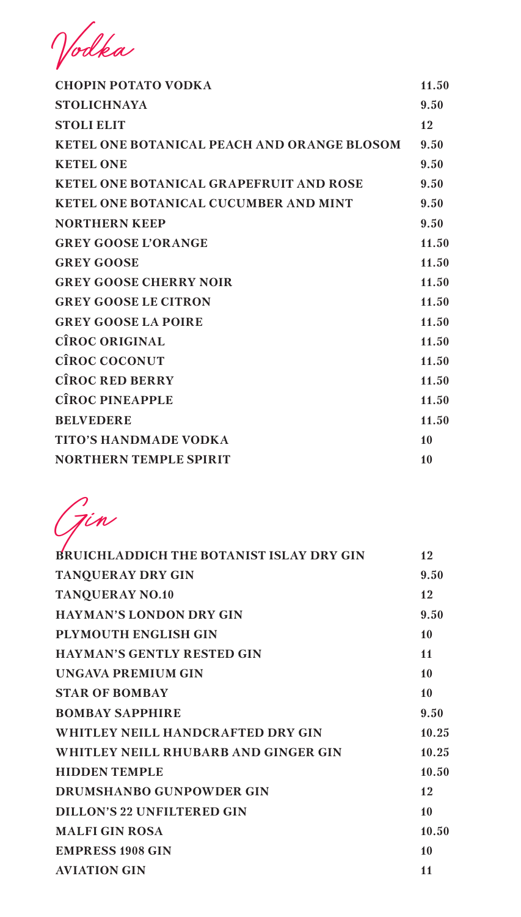# Vodka

| | |
|---|---|
| CHOPIN POTATO VODKA | 11.50 |
| STOLICHNAYA | 9.50 |
| STOLI ELIT | 12 |
| KETEL ONE BOTANICAL PEACH AND ORANGE BLOSOM | 9.50 |
| KETEL ONE | 9.50 |
| KETEL ONE BOTANICAL GRAPEFRUIT AND ROSE | 9.50 |
| KETEL ONE BOTANICAL CUCUMBER AND MINT | 9.50 |
| NORTHERN KEEP | 9.50 |
| GREY GOOSE L'ORANGE | 11.50 |
| GREY GOOSE | 11.50 |
| GREY GOOSE CHERRY NOIR | 11.50 |
| GREY GOOSE LE CITRON | 11.50 |
| GREY GOOSE LA POIRE | 11.50 |
| CÎROC ORIGINAL | 11.50 |
| CÎROC COCONUT | 11.50 |
| CÎROC RED BERRY | 11.50 |
| CÎROC PINEAPPLE | 11.50 |
| BELVEDERE | 11.50 |
| TITO'S HANDMADE VODKA | 10 |
| NORTHERN TEMPLE SPIRIT | 10 |

# Gin

| | |
|---|---|
| BRUICHLADDICH THE BOTANIST ISLAY DRY GIN | 12 |
| TANQUERAY DRY GIN | 9.50 |
| TANQUERAY NO.10 | 12 |
| HAYMAN'S LONDON DRY GIN | 9.50 |
| PLYMOUTH ENGLISH GIN | 10 |
| HAYMAN'S GENTLY RESTED GIN | 11 |
| UNGAVA PREMIUM GIN | 10 |
| STAR OF BOMBAY | 10 |
| BOMBAY SAPPHIRE | 9.50 |
| WHITLEY NEILL HANDCRAFTED DRY GIN | 10.25 |
| WHITLEY NEILL RHUBARB AND GINGER GIN | 10.25 |
| HIDDEN TEMPLE | 10.50 |
| DRUMSHANBO GUNPOWDER GIN | 12 |
| DILLON'S 22 UNFILTERED GIN | 10 |
| MALFI GIN ROSA | 10.50 |
| EMPRESS 1908 GIN | 10 |
| AVIATION GIN | 11 |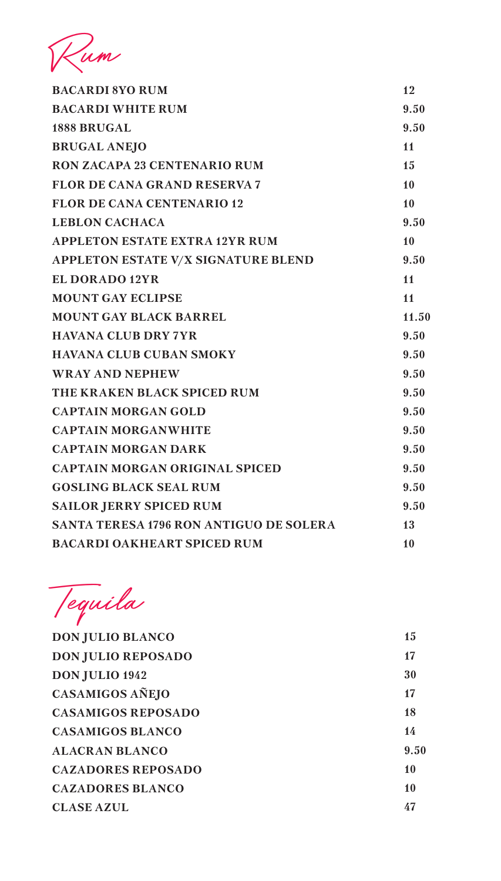# Rum

| | |
|---|---|
| **BACARDI 8YO RUM** | **12** |
| **BACARDI WHITE RUM** | **9.50** |
| **1888 BRUGAL** | **9.50** |
| **BRUGAL ANEJO** | **11** |
| **RON ZACAPA 23 CENTENARIO RUM** | **15** |
| **FLOR DE CANA GRAND RESERVA 7** | **10** |
| **FLOR DE CANA CENTENARIO 12** | **10** |
| **LEBLON CACHACA** | **9.50** |
| **APPLETON ESTATE EXTRA 12YR RUM** | **10** |
| **APPLETON ESTATE V/X SIGNATURE BLEND** | **9.50** |
| **EL DORADO 12YR** | **11** |
| **MOUNT GAY ECLIPSE** | **11** |
| **MOUNT GAY BLACK BARREL** | **11.50** |
| **HAVANA CLUB DRY 7YR** | **9.50** |
| **HAVANA CLUB CUBAN SMOKY** | **9.50** |
| **WRAY AND NEPHEW** | **9.50** |
| **THE KRAKEN BLACK SPICED RUM** | **9.50** |
| **CAPTAIN MORGAN GOLD** | **9.50** |
| **CAPTAIN MORGANWHITE** | **9.50** |
| **CAPTAIN MORGAN DARK** | **9.50** |
| **CAPTAIN MORGAN ORIGINAL SPICED** | **9.50** |
| **GOSLING BLACK SEAL RUM** | **9.50** |
| **SAILOR JERRY SPICED RUM** | **9.50** |
| **SANTA TERESA 1796 RON ANTIGUO DE SOLERA** | **13** |
| **BACARDI OAKHEART SPICED RUM** | **10** |

# Tequila

| | |
|---|---|
| **DON JULIO BLANCO** | **15** |
| **DON JULIO REPOSADO** | **17** |
| **DON JULIO 1942** | **30** |
| **CASAMIGOS AÑEJO** | **17** |
| **CASAMIGOS REPOSADO** | **18** |
| **CASAMIGOS BLANCO** | **14** |
| **ALACRAN BLANCO** | **9.50** |
| **CAZADORES REPOSADO** | **10** |
| **CAZADORES BLANCO** | **10** |
| **CLASE AZUL** | **47** |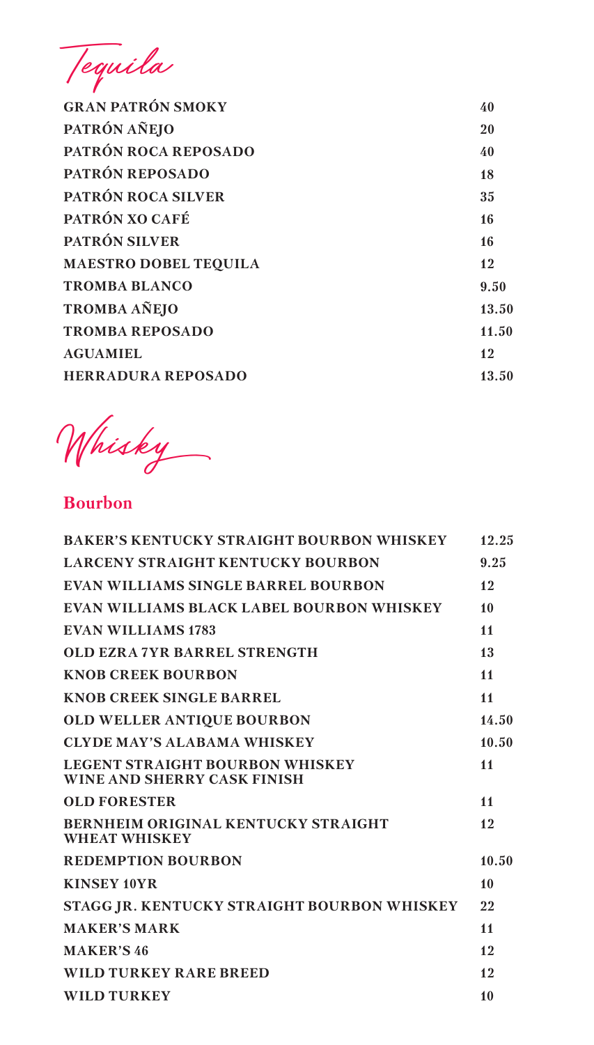# Tequila

| | |
|---|---|
| GRAN PATRÓN SMOKY | 40 |
| PATRÓN AÑEJO | 20 |
| PATRÓN ROCA REPOSADO | 40 |
| PATRÓN REPOSADO | 18 |
| PATRÓN ROCA SILVER | 35 |
| PATRÓN XO CAFÉ | 16 |
| PATRÓN SILVER | 16 |
| MAESTRO DOBEL TEQUILA | 12 |
| TROMBA BLANCO | 9.50 |
| TROMBA AÑEJO | 13.50 |
| TROMBA REPOSADO | 11.50 |
| AGUAMIEL | 12 |
| HERRADURA REPOSADO | 13.50 |

# Whisky

## Bourbon

| | |
|---|---|
| BAKER'S KENTUCKY STRAIGHT BOURBON WHISKEY | 12.25 |
| LARCENY STRAIGHT KENTUCKY BOURBON | 9.25 |
| EVAN WILLIAMS SINGLE BARREL BOURBON | 12 |
| EVAN WILLIAMS BLACK LABEL BOURBON WHISKEY | 10 |
| EVAN WILLIAMS 1783 | 11 |
| OLD EZRA 7YR BARREL STRENGTH | 13 |
| KNOB CREEK BOURBON | 11 |
| KNOB CREEK SINGLE BARREL | 11 |
| OLD WELLER ANTIQUE BOURBON | 14.50 |
| CLYDE MAY'S ALABAMA WHISKEY | 10.50 |
| LEGENT STRAIGHT BOURBON WHISKEY WINE AND SHERRY CASK FINISH | 11 |
| OLD FORESTER | 11 |
| BERNHEIM ORIGINAL KENTUCKY STRAIGHT WHEAT WHISKEY | 12 |
| REDEMPTION BOURBON | 10.50 |
| KINSEY 10YR | 10 |
| STAGG JR. KENTUCKY STRAIGHT BOURBON WHISKEY | 22 |
| MAKER'S MARK | 11 |
| MAKER'S 46 | 12 |
| WILD TURKEY RARE BREED | 12 |
| WILD TURKEY | 10 |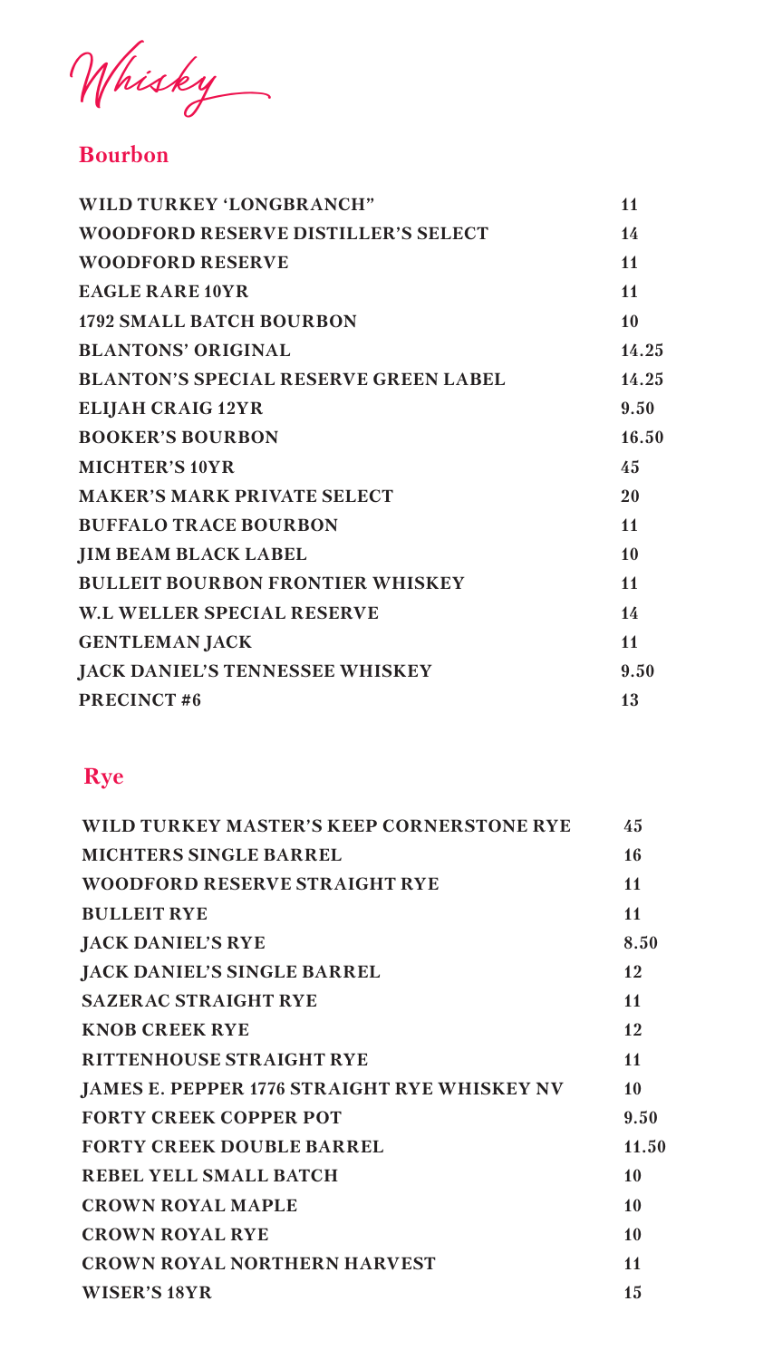# Whisky

## Bourbon

| | |
|---|---|
| WILD TURKEY 'LONGBRANCH" | 11 |
| WOODFORD RESERVE DISTILLER'S SELECT | 14 |
| WOODFORD RESERVE | 11 |
| EAGLE RARE 10YR | 11 |
| 1792 SMALL BATCH BOURBON | 10 |
| BLANTONS' ORIGINAL | 14.25 |
| BLANTON'S SPECIAL RESERVE GREEN LABEL | 14.25 |
| ELIJAH CRAIG 12YR | 9.50 |
| BOOKER'S BOURBON | 16.50 |
| MICHTER'S 10YR | 45 |
| MAKER'S MARK PRIVATE SELECT | 20 |
| BUFFALO TRACE BOURBON | 11 |
| JIM BEAM BLACK LABEL | 10 |
| BULLEIT BOURBON FRONTIER WHISKEY | 11 |
| W.L WELLER SPECIAL RESERVE | 14 |
| GENTLEMAN JACK | 11 |
| JACK DANIEL'S TENNESSEE WHISKEY | 9.50 |
| PRECINCT #6 | 13 |

## Rye

| | |
|---|---|
| WILD TURKEY MASTER'S KEEP CORNERSTONE RYE | 45 |
| MICHTERS SINGLE BARREL | 16 |
| WOODFORD RESERVE STRAIGHT RYE | 11 |
| BULLEIT RYE | 11 |
| JACK DANIEL'S RYE | 8.50 |
| JACK DANIEL'S SINGLE BARREL | 12 |
| SAZERAC STRAIGHT RYE | 11 |
| KNOB CREEK RYE | 12 |
| RITTENHOUSE STRAIGHT RYE | 11 |
| JAMES E. PEPPER 1776 STRAIGHT RYE WHISKEY NV | 10 |
| FORTY CREEK COPPER POT | 9.50 |
| FORTY CREEK DOUBLE BARREL | 11.50 |
| REBEL YELL SMALL BATCH | 10 |
| CROWN ROYAL MAPLE | 10 |
| CROWN ROYAL RYE | 10 |
| CROWN ROYAL NORTHERN HARVEST | 11 |
| WISER'S 18YR | 15 |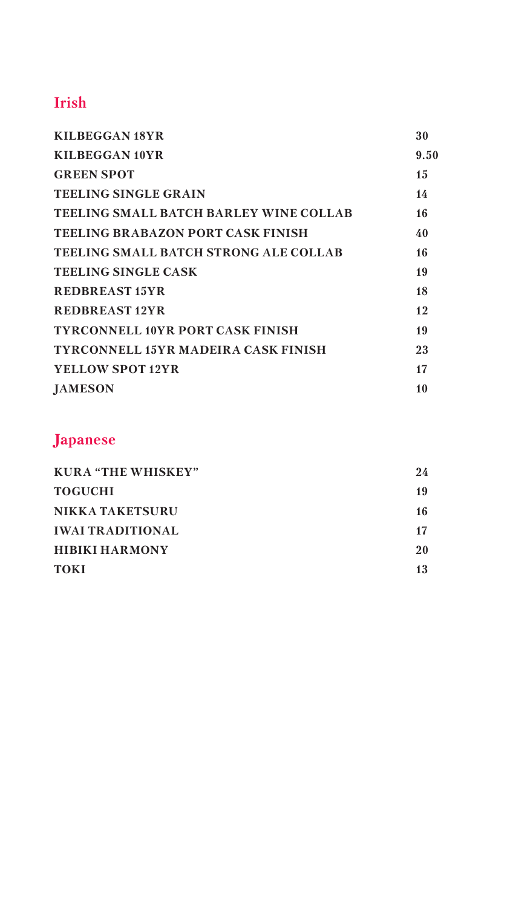## Irish

| | |
|---|---|
| KILBEGGAN 18YR | 30 |
| KILBEGGAN 10YR | 9.50 |
| GREEN SPOT | 15 |
| TEELING SINGLE GRAIN | 14 |
| TEELING SMALL BATCH BARLEY WINE COLLAB | 16 |
| TEELING BRABAZON PORT CASK FINISH | 40 |
| TEELING SMALL BATCH STRONG ALE COLLAB | 16 |
| TEELING SINGLE CASK | 19 |
| REDBREAST 15YR | 18 |
| REDBREAST 12YR | 12 |
| TYRCONNELL 10YR PORT CASK FINISH | 19 |
| TYRCONNELL 15YR MADEIRA CASK FINISH | 23 |
| YELLOW SPOT 12YR | 17 |
| JAMESON | 10 |

## Japanese

| | |
|---|---|
| KURA "THE WHISKEY" | 24 |
| TOGUCHI | 19 |
| NIKKA TAKETSURU | 16 |
| IWAI TRADITIONAL | 17 |
| HIBIKI HARMONY | 20 |
| TOKI | 13 |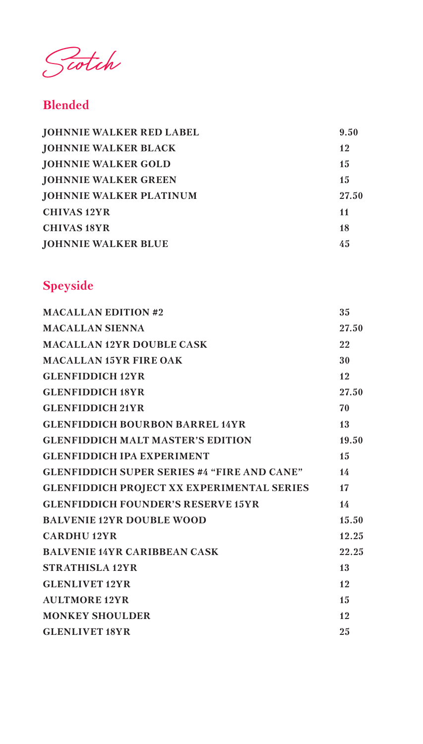# Scotch

## Blended

| | |
|---|---|
| **JOHNNIE WALKER RED LABEL** | **9.50** |
| **JOHNNIE WALKER BLACK** | **12** |
| **JOHNNIE WALKER GOLD** | **15** |
| **JOHNNIE WALKER GREEN** | **15** |
| **JOHNNIE WALKER PLATINUM** | **27.50** |
| **CHIVAS 12YR** | **11** |
| **CHIVAS 18YR** | **18** |
| **JOHNNIE WALKER BLUE** | **45** |

## Speyside

| | |
|---|---|
| **MACALLAN EDITION #2** | **35** |
| **MACALLAN SIENNA** | **27.50** |
| **MACALLAN 12YR DOUBLE CASK** | **22** |
| **MACALLAN 15YR FIRE OAK** | **30** |
| **GLENFIDDICH 12YR** | **12** |
| **GLENFIDDICH 18YR** | **27.50** |
| **GLENFIDDICH 21YR** | **70** |
| **GLENFIDDICH BOURBON BARREL 14YR** | **13** |
| **GLENFIDDICH MALT MASTER'S EDITION** | **19.50** |
| **GLENFIDDICH IPA EXPERIMENT** | **15** |
| **GLENFIDDICH SUPER SERIES #4 "FIRE AND CANE"** | **14** |
| **GLENFIDDICH PROJECT XX EXPERIMENTAL SERIES** | **17** |
| **GLENFIDDICH FOUNDER'S RESERVE 15YR** | **14** |
| **BALVENIE 12YR DOUBLE WOOD** | **15.50** |
| **CARDHU 12YR** | **12.25** |
| **BALVENIE 14YR CARIBBEAN CASK** | **22.25** |
| **STRATHISLA 12YR** | **13** |
| **GLENLIVET 12YR** | **12** |
| **AULTMORE 12YR** | **15** |
| **MONKEY SHOULDER** | **12** |
| **GLENLIVET 18YR** | **25** |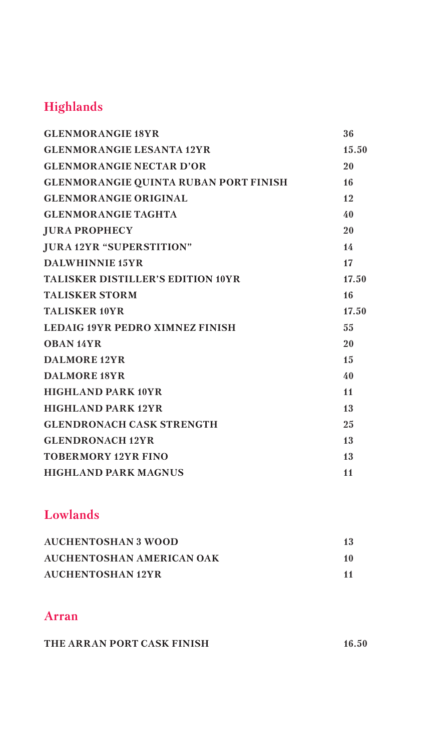## Highlands

| | |
|---|---|
| GLENMORANGIE 18YR | 36 |
| GLENMORANGIE LESANTA 12YR | 15.50 |
| GLENMORANGIE NECTAR D'OR | 20 |
| GLENMORANGIE QUINTA RUBAN PORT FINISH | 16 |
| GLENMORANGIE ORIGINAL | 12 |
| GLENMORANGIE TAGHTA | 40 |
| JURA PROPHECY | 20 |
| JURA 12YR "SUPERSTITION" | 14 |
| DALWHINNIE 15YR | 17 |
| TALISKER DISTILLER'S EDITION 10YR | 17.50 |
| TALISKER STORM | 16 |
| TALISKER 10YR | 17.50 |
| LEDAIG 19YR PEDRO XIMNEZ FINISH | 55 |
| OBAN 14YR | 20 |
| DALMORE 12YR | 15 |
| DALMORE 18YR | 40 |
| HIGHLAND PARK 10YR | 11 |
| HIGHLAND PARK 12YR | 13 |
| GLENDRONACH CASK STRENGTH | 25 |
| GLENDRONACH 12YR | 13 |
| TOBERMORY 12YR FINO | 13 |
| HIGHLAND PARK MAGNUS | 11 |

## Lowlands

| | |
|---|---|
| AUCHENTOSHAN 3 WOOD | 13 |
| AUCHENTOSHAN AMERICAN OAK | 10 |
| AUCHENTOSHAN 12YR | 11 |

## Arran

| | |
|---|---|
| THE ARRAN PORT CASK FINISH | 16.50 |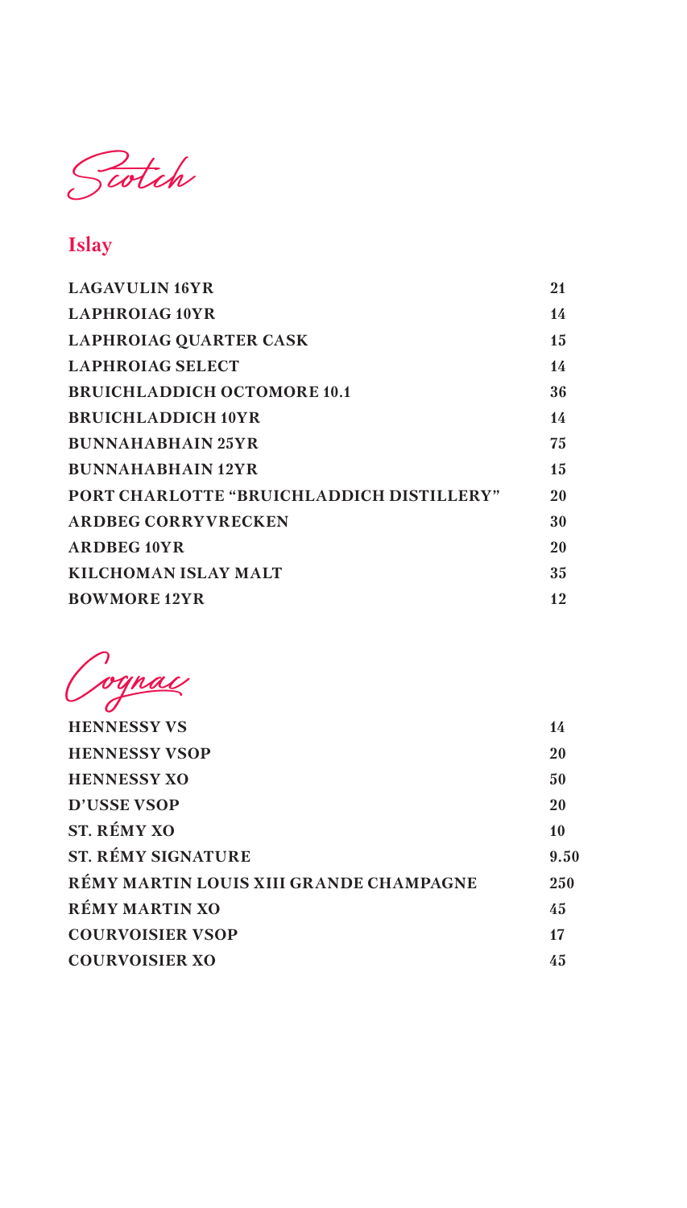# Scotch

## Islay

| | |
|---|---|
| **LAGAVULIN 16YR** | **21** |
| **LAPHROIAG 10YR** | **14** |
| **LAPHROIAG QUARTER CASK** | **15** |
| **LAPHROIAG SELECT** | **14** |
| **BRUICHLADDICH OCTOMORE 10.1** | **36** |
| **BRUICHLADDICH 10YR** | **14** |
| **BUNNAHABHAIN 25YR** | **75** |
| **BUNNAHABHAIN 12YR** | **15** |
| **PORT CHARLOTTE "BRUICHLADDICH DISTILLERY"** | **20** |
| **ARDBEG CORRYVRECKEN** | **30** |
| **ARDBEG 10YR** | **20** |
| **KILCHOMAN ISLAY MALT** | **35** |
| **BOWMORE 12YR** | **12** |

# Cognac

| | |
|---|---|
| **HENNESSY VS** | **14** |
| **HENNESSY VSOP** | **20** |
| **HENNESSY XO** | **50** |
| **D'USSE VSOP** | **20** |
| **ST. RÉMY XO** | **10** |
| **ST. RÉMY SIGNATURE** | **9.50** |
| **RÉMY MARTIN LOUIS XIII GRANDE CHAMPAGNE** | **250** |
| **RÉMY MARTIN XO** | **45** |
| **COURVOISIER VSOP** | **17** |
| **COURVOISIER XO** | **45** |